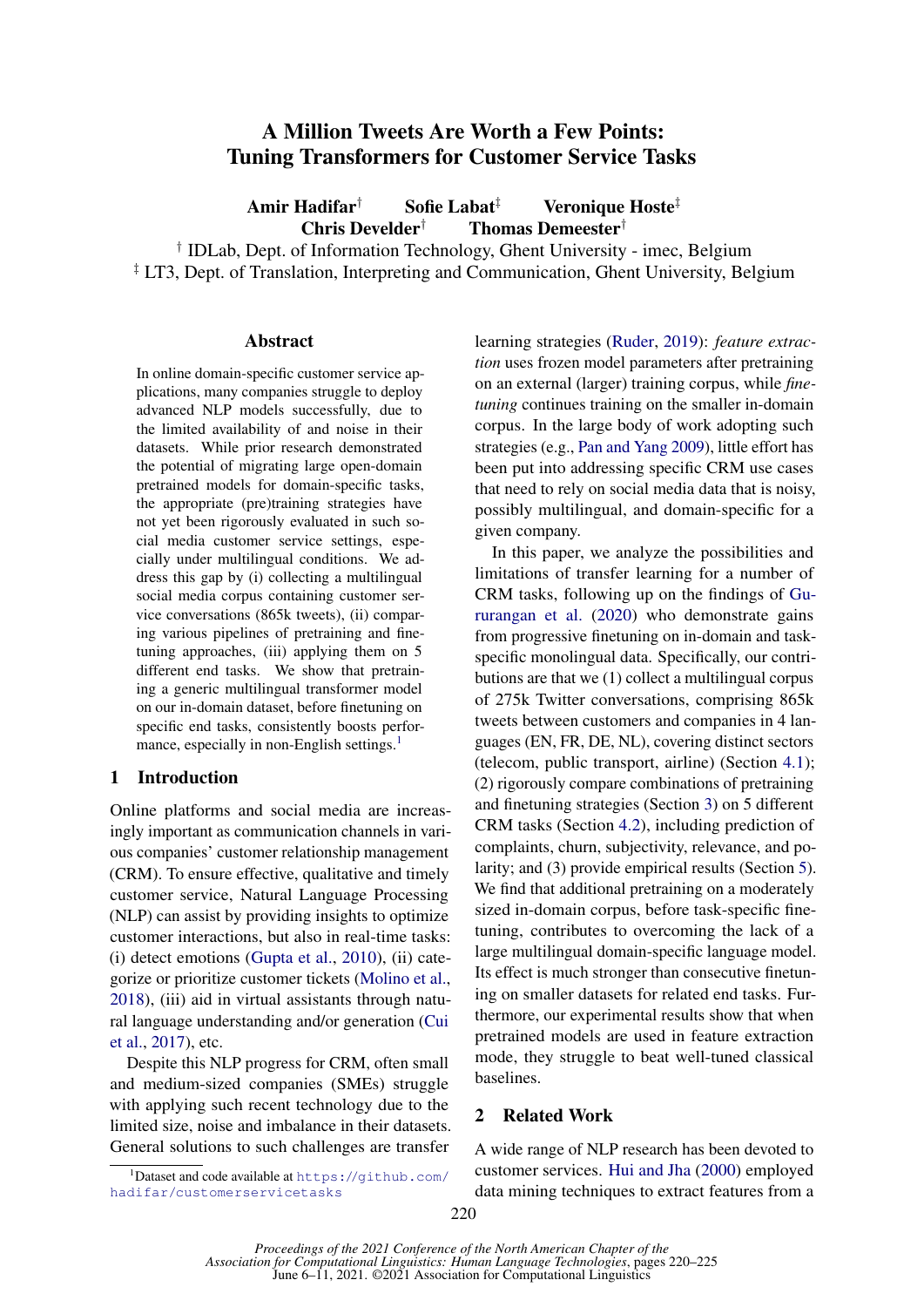# A Million Tweets Are Worth a Few Points: Tuning Transformers for Customer Service Tasks

**Amir Hadifar**[†] **Sofie Labat**[‡] **Veronique Hoste**[‡]
**Chris Develder**[†] **Thomas Demeester**[†]

[†] IDLab, Dept. of Information Technology, Ghent University - imec, Belgium
[‡] LT3, Dept. of Translation, Interpreting and Communication, Ghent University, Belgium

## Abstract

In online domain-specific customer service applications, many companies struggle to deploy advanced NLP models successfully, due to the limited availability of and noise in their datasets. While prior research demonstrated the potential of migrating large open-domain pretrained models for domain-specific tasks, the appropriate (pre)training strategies have not yet been rigorously evaluated in such social media customer service settings, especially under multilingual conditions. We address this gap by (i) collecting a multilingual social media corpus containing customer service conversations (865k tweets), (ii) comparing various pipelines of pretraining and finetuning approaches, (iii) applying them on 5 different end tasks. We show that pretraining a generic multilingual transformer model on our in-domain dataset, before finetuning on specific end tasks, consistently boosts performance, especially in non-English settings.[1]

## 1 Introduction

Online platforms and social media are increasingly important as communication channels in various companies' customer relationship management (CRM). To ensure effective, qualitative and timely customer service, Natural Language Processing (NLP) can assist by providing insights to optimize customer interactions, but also in real-time tasks: (i) detect emotions (Gupta et al., 2010), (ii) categorize or prioritize customer tickets (Molino et al., 2018), (iii) aid in virtual assistants through natural language understanding and/or generation (Cui et al., 2017), etc.

Despite this NLP progress for CRM, often small and medium-sized companies (SMEs) struggle with applying such recent technology due to the limited size, noise and imbalance in their datasets. General solutions to such challenges are transfer learning strategies (Ruder, 2019): *feature extraction* uses frozen model parameters after pretraining on an external (larger) training corpus, while *finetuning* continues training on the smaller in-domain corpus. In the large body of work adopting such strategies (e.g., Pan and Yang 2009), little effort has been put into addressing specific CRM use cases that need to rely on social media data that is noisy, possibly multilingual, and domain-specific for a given company.

In this paper, we analyze the possibilities and limitations of transfer learning for a number of CRM tasks, following up on the findings of Gururangan et al. (2020) who demonstrate gains from progressive finetuning on in-domain and task-specific monolingual data. Specifically, our contributions are that we (1) collect a multilingual corpus of 275k Twitter conversations, comprising 865k tweets between customers and companies in 4 languages (EN, FR, DE, NL), covering distinct sectors (telecom, public transport, airline) (Section 4.1); (2) rigorously compare combinations of pretraining and finetuning strategies (Section 3) on 5 different CRM tasks (Section 4.2), including prediction of complaints, churn, subjectivity, relevance, and polarity; and (3) provide empirical results (Section 5). We find that additional pretraining on a moderately sized in-domain corpus, before task-specific finetuning, contributes to overcoming the lack of a large multilingual domain-specific language model. Its effect is much stronger than consecutive finetuning on smaller datasets for related end tasks. Furthermore, our experimental results show that when pretrained models are used in feature extraction mode, they struggle to beat well-tuned classical baselines.

## 2 Related Work

A wide range of NLP research has been devoted to customer services. Hui and Jha (2000) employed data mining techniques to extract features from a

[1] Dataset and code available at https://github.com/hadifar/customerservicetasks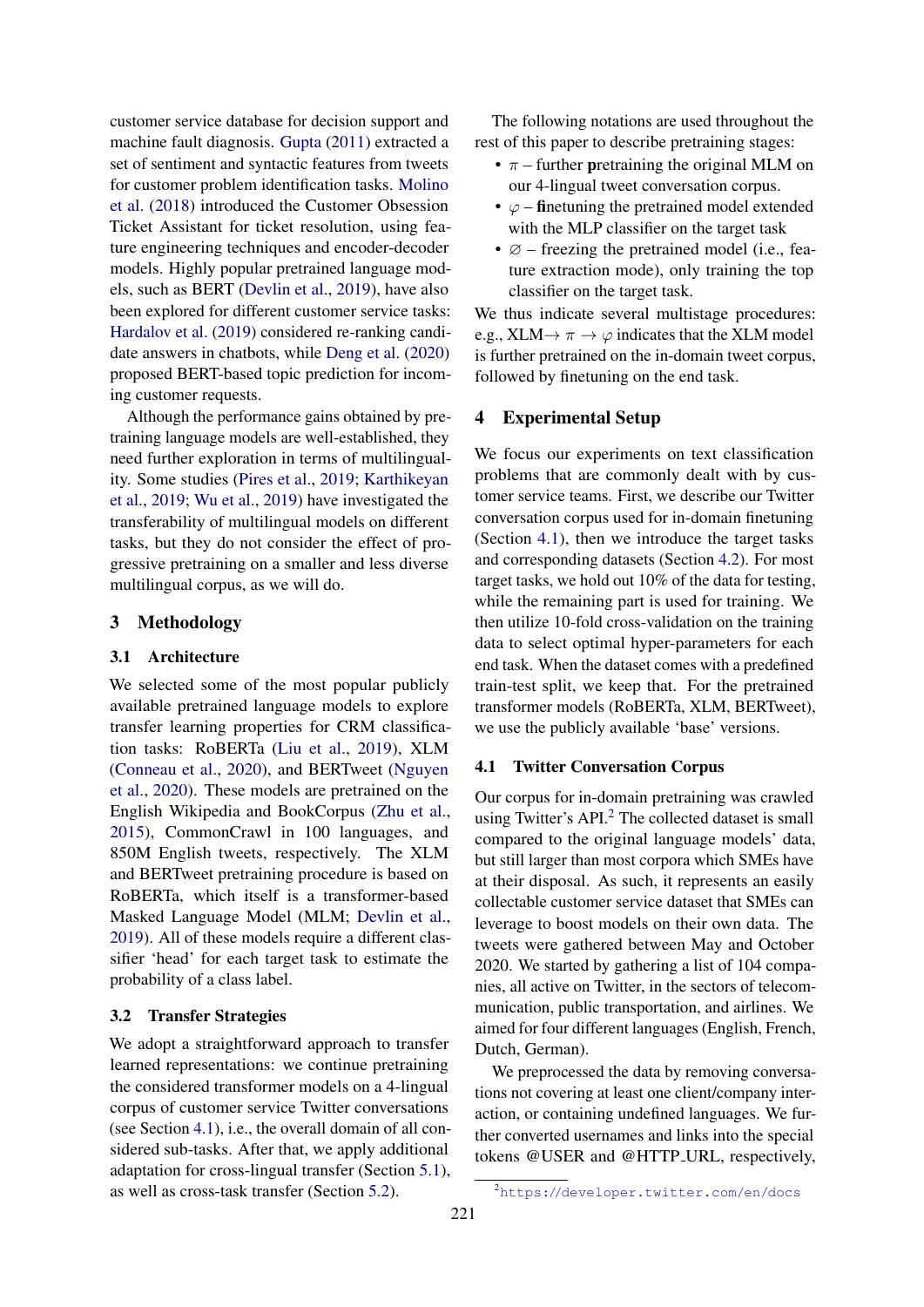customer service database for decision support and machine fault diagnosis. Gupta (2011) extracted a set of sentiment and syntactic features from tweets for customer problem identification tasks. Molino et al. (2018) introduced the Customer Obsession Ticket Assistant for ticket resolution, using feature engineering techniques and encoder-decoder models. Highly popular pretrained language models, such as BERT (Devlin et al., 2019), have also been explored for different customer service tasks: Hardalov et al. (2019) considered re-ranking candidate answers in chatbots, while Deng et al. (2020) proposed BERT-based topic prediction for incoming customer requests.

Although the performance gains obtained by pretraining language models are well-established, they need further exploration in terms of multilinguality. Some studies (Pires et al., 2019; Karthikeyan et al., 2019; Wu et al., 2019) have investigated the transferability of multilingual models on different tasks, but they do not consider the effect of progressive pretraining on a smaller and less diverse multilingual corpus, as we will do.

## 3 Methodology

### 3.1 Architecture

We selected some of the most popular publicly available pretrained language models to explore transfer learning properties for CRM classification tasks: RoBERTa (Liu et al., 2019), XLM (Conneau et al., 2020), and BERTweet (Nguyen et al., 2020). These models are pretrained on the English Wikipedia and BookCorpus (Zhu et al., 2015), CommonCrawl in 100 languages, and 850M English tweets, respectively. The XLM and BERTweet pretraining procedure is based on RoBERTa, which itself is a transformer-based Masked Language Model (MLM; Devlin et al., 2019). All of these models require a different classifier 'head' for each target task to estimate the probability of a class label.

### 3.2 Transfer Strategies

We adopt a straightforward approach to transfer learned representations: we continue pretraining the considered transformer models on a 4-lingual corpus of customer service Twitter conversations (see Section 4.1), i.e., the overall domain of all considered sub-tasks. After that, we apply additional adaptation for cross-lingual transfer (Section 5.1), as well as cross-task transfer (Section 5.2).

The following notations are used throughout the rest of this paper to describe pretraining stages:

- $\pi$ – further **p**retraining the original MLM on our 4-lingual tweet conversation corpus.
- $\varphi$ – **fi**netuning the pretrained model extended with the MLP classifier on the target task
- $\varnothing$ – freezing the pretrained model (i.e., feature extraction mode), only training the top classifier on the target task.

We thus indicate several multistage procedures: e.g., XLM$\rightarrow \pi \rightarrow \varphi$ indicates that the XLM model is further pretrained on the in-domain tweet corpus, followed by finetuning on the end task.

## 4 Experimental Setup

We focus our experiments on text classification problems that are commonly dealt with by customer service teams. First, we describe our Twitter conversation corpus used for in-domain finetuning (Section 4.1), then we introduce the target tasks and corresponding datasets (Section 4.2). For most target tasks, we hold out 10% of the data for testing, while the remaining part is used for training. We then utilize 10-fold cross-validation on the training data to select optimal hyper-parameters for each end task. When the dataset comes with a predefined train-test split, we keep that. For the pretrained transformer models (RoBERTa, XLM, BERTweet), we use the publicly available 'base' versions.

### 4.1 Twitter Conversation Corpus

Our corpus for in-domain pretraining was crawled using Twitter's API.[2] The collected dataset is small compared to the original language models' data, but still larger than most corpora which SMEs have at their disposal. As such, it represents an easily collectable customer service dataset that SMEs can leverage to boost models on their own data. The tweets were gathered between May and October 2020. We started by gathering a list of 104 companies, all active on Twitter, in the sectors of telecommunication, public transportation, and airlines. We aimed for four different languages (English, French, Dutch, German).

We preprocessed the data by removing conversations not covering at least one client/company interaction, or containing undefined languages. We further converted usernames and links into the special tokens @USER and @HTTP_URL, respectively,

[2] https://developer.twitter.com/en/docs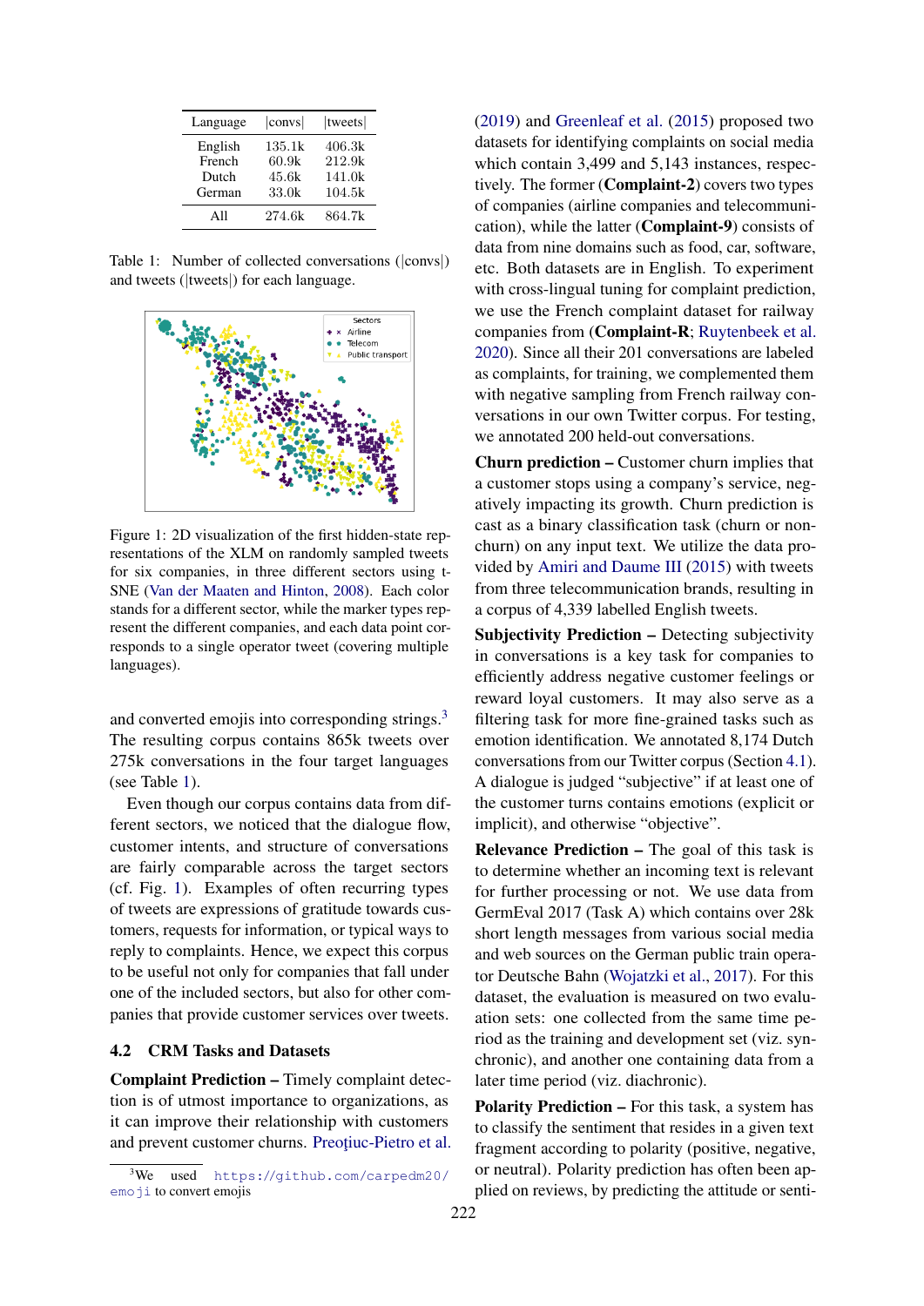| Language | \|convs\| | \|tweets\| |
|---|---|---|
| English | 135.1k | 406.3k |
| French | 60.9k | 212.9k |
| Dutch | 45.6k | 141.0k |
| German | 33.0k | 104.5k |
| All | 274.6k | 864.7k |

Table 1: Number of collected conversations (|convs|) and tweets (|tweets|) for each language.

Figure 1: 2D visualization of the first hidden-state representations of the XLM on randomly sampled tweets for six companies, in three different sectors using t-SNE (Van der Maaten and Hinton, 2008). Each color stands for a different sector, while the marker types represent the different companies, and each data point corresponds to a single operator tweet (covering multiple languages).

and converted emojis into corresponding strings.[3] The resulting corpus contains 865k tweets over 275k conversations in the four target languages (see Table 1).

Even though our corpus contains data from different sectors, we noticed that the dialogue flow, customer intents, and structure of conversations are fairly comparable across the target sectors (cf. Fig. 1). Examples of often recurring types of tweets are expressions of gratitude towards customers, requests for information, or typical ways to reply to complaints. Hence, we expect this corpus to be useful not only for companies that fall under one of the included sectors, but also for other companies that provide customer services over tweets.

## 4.2 CRM Tasks and Datasets

**Complaint Prediction –** Timely complaint detection is of utmost importance to organizations, as it can improve their relationship with customers and prevent customer churns. Preoţiuc-Pietro et al. (2019) and Greenleaf et al. (2015) proposed two datasets for identifying complaints on social media which contain 3,499 and 5,143 instances, respectively. The former (**Complaint-2**) covers two types of companies (airline companies and telecommunication), while the latter (**Complaint-9**) consists of data from nine domains such as food, car, software, etc. Both datasets are in English. To experiment with cross-lingual tuning for complaint prediction, we use the French complaint dataset for railway companies from (**Complaint-R**; Ruytenbeek et al. 2020). Since all their 201 conversations are labeled as complaints, for training, we complemented them with negative sampling from French railway conversations in our own Twitter corpus. For testing, we annotated 200 held-out conversations.

**Churn prediction –** Customer churn implies that a customer stops using a company's service, negatively impacting its growth. Churn prediction is cast as a binary classification task (churn or non-churn) on any input text. We utilize the data provided by Amiri and Daume III (2015) with tweets from three telecommunication brands, resulting in a corpus of 4,339 labelled English tweets.

**Subjectivity Prediction –** Detecting subjectivity in conversations is a key task for companies to efficiently address negative customer feelings or reward loyal customers. It may also serve as a filtering task for more fine-grained tasks such as emotion identification. We annotated 8,174 Dutch conversations from our Twitter corpus (Section 4.1). A dialogue is judged "subjective" if at least one of the customer turns contains emotions (explicit or implicit), and otherwise "objective".

**Relevance Prediction –** The goal of this task is to determine whether an incoming text is relevant for further processing or not. We use data from GermEval 2017 (Task A) which contains over 28k short length messages from various social media and web sources on the German public train operator Deutsche Bahn (Wojatzki et al., 2017). For this dataset, the evaluation is measured on two evaluation sets: one collected from the same time period as the training and development set (viz. synchronic), and another one containing data from a later time period (viz. diachronic).

**Polarity Prediction –** For this task, a system has to classify the sentiment that resides in a given text fragment according to polarity (positive, negative, or neutral). Polarity prediction has often been applied on reviews, by predicting the attitude or senti-

[3] We used https://github.com/carpedm20/emoji to convert emojis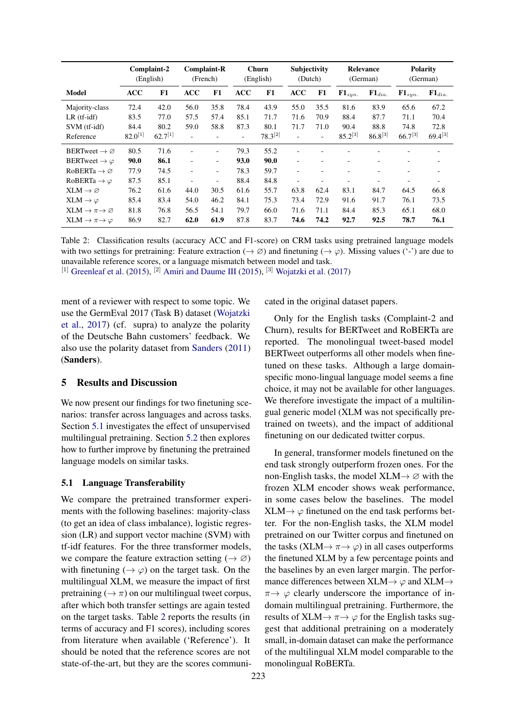| Model | Complaint-2 (English) | | Complaint-R (French) | | Churn (English) | | Subjectivity (Dutch) | | Relevance (German) | | Polarity (German) | |
|---|---|---|---|---|---|---|---|---|---|---|---|---|
| | ACC | F1 | ACC | F1 | ACC | F1 | ACC | F1 | $\mathbf{F1}_{syn.}$ | $\mathbf{F1}_{dia.}$ | $\mathbf{F1}_{syn.}$ | $\mathbf{F1}_{dia.}$ |
| Majority-class | 72.4 | 42.0 | 56.0 | 35.8 | 78.4 | 43.9 | 55.0 | 35.5 | 81.6 | 83.9 | 65.6 | 67.2 |
| LR (tf-idf) | 83.5 | 77.0 | 57.5 | 57.4 | 85.1 | 71.7 | 71.6 | 70.9 | 88.4 | 87.7 | 71.1 | 70.4 |
| SVM (tf-idf) | 84.4 | 80.2 | 59.0 | 58.8 | 87.3 | 80.1 | 71.7 | 71.0 | 90.4 | 88.8 | 74.8 | 72.8 |
| Reference | 82.0[1] | 62.7[1] | - | - | - | 78.3[2] | - | - | 85.2[3] | 86.8[3] | 66.7[3] | 69.4[3] |
| BERTweet $\rightarrow \varnothing$ | 80.5 | 71.6 | - | - | 79.3 | 55.2 | - | - | - | - | - | - |
| BERTweet $\rightarrow \varphi$ | **90.0** | **86.1** | - | - | **93.0** | **90.0** | - | - | - | - | - | - |
| RoBERTa $\rightarrow \varnothing$ | 77.9 | 74.5 | - | - | 78.3 | 59.7 | - | - | - | - | - | - |
| RoBERTa $\rightarrow \varphi$ | 87.5 | 85.1 | - | - | 88.4 | 84.8 | - | - | - | - | - | - |
| XLM $\rightarrow \varnothing$ | 76.2 | 61.6 | 44.0 | 30.5 | 61.6 | 55.7 | 63.8 | 62.4 | 83.1 | 84.7 | 64.5 | 66.8 |
| XLM $\rightarrow \varphi$ | 85.4 | 83.4 | 54.0 | 46.2 | 84.1 | 75.3 | 73.4 | 72.9 | 91.6 | 91.7 | 76.1 | 73.5 |
| XLM $\rightarrow \pi \rightarrow \varnothing$ | 81.8 | 76.8 | 56.5 | 54.1 | 79.7 | 66.0 | 71.6 | 71.1 | 84.4 | 85.3 | 65.1 | 68.0 |
| XLM $\rightarrow \pi \rightarrow \varphi$ | 86.9 | 82.7 | **62.0** | **61.9** | 87.8 | 83.7 | **74.6** | **74.2** | **92.7** | **92.5** | **78.7** | **76.1** |

Table 2: Classification results (accuracy ACC and F1-score) on CRM tasks using pretrained language models with two settings for pretraining: Feature extraction ($\rightarrow \varnothing$) and finetuning ($\rightarrow \varphi$). Missing values ('-') are due to unavailable reference scores, or a language mismatch between model and task.
[1] Greenleaf et al. (2015), [2] Amiri and Daume III (2015), [3] Wojatzki et al. (2017)

ment of a reviewer with respect to some topic. We use the GermEval 2017 (Task B) dataset (Wojatzki et al., 2017) (cf. supra) to analyze the polarity of the Deutsche Bahn customers' feedback. We also use the polarity dataset from Sanders (2011) (**Sanders**).

## 5 Results and Discussion

We now present our findings for two finetuning scenarios: transfer across languages and across tasks. Section 5.1 investigates the effect of unsupervised multilingual pretraining. Section 5.2 then explores how to further improve by finetuning the pretrained language models on similar tasks.

### 5.1 Language Transferability

We compare the pretrained transformer experiments with the following baselines: majority-class (to get an idea of class imbalance), logistic regression (LR) and support vector machine (SVM) with tf-idf features. For the three transformer models, we compare the feature extraction setting ($\rightarrow \varnothing$) with finetuning ($\rightarrow \varphi$) on the target task. On the multilingual XLM, we measure the impact of first pretraining ($\rightarrow \pi$) on our multilingual tweet corpus, after which both transfer settings are again tested on the target tasks. Table 2 reports the results (in terms of accuracy and F1 scores), including scores from literature when available ('Reference'). It should be noted that the reference scores are not state-of-the-art, but they are the scores communicated in the original dataset papers.

Only for the English tasks (Complaint-2 and Churn), results for BERTweet and RoBERTa are reported. The monolingual tweet-based model BERTweet outperforms all other models when finetuned on these tasks. Although a large domain-specific mono-lingual language model seems a fine choice, it may not be available for other languages. We therefore investigate the impact of a multilingual generic model (XLM was not specifically pretrained on tweets), and the impact of additional finetuning on our dedicated twitter corpus.

In general, transformer models finetuned on the end task strongly outperform frozen ones. For the non-English tasks, the model XLM$\rightarrow \varnothing$ with the frozen XLM encoder shows weak performance, in some cases below the baselines. The model XLM$\rightarrow \varphi$ finetuned on the end task performs better. For the non-English tasks, the XLM model pretrained on our Twitter corpus and finetuned on the tasks (XLM$\rightarrow \pi \rightarrow \varphi$) in all cases outperforms the finetuned XLM by a few percentage points and the baselines by an even larger margin. The performance differences between XLM$\rightarrow \varphi$ and XLM$\rightarrow \pi \rightarrow \varphi$ clearly underscore the importance of in-domain multilingual pretraining. Furthermore, the results of XLM$\rightarrow \pi \rightarrow \varphi$ for the English tasks suggest that additional pretraining on a moderately small, in-domain dataset can make the performance of the multilingual XLM model comparable to the monolingual RoBERTa.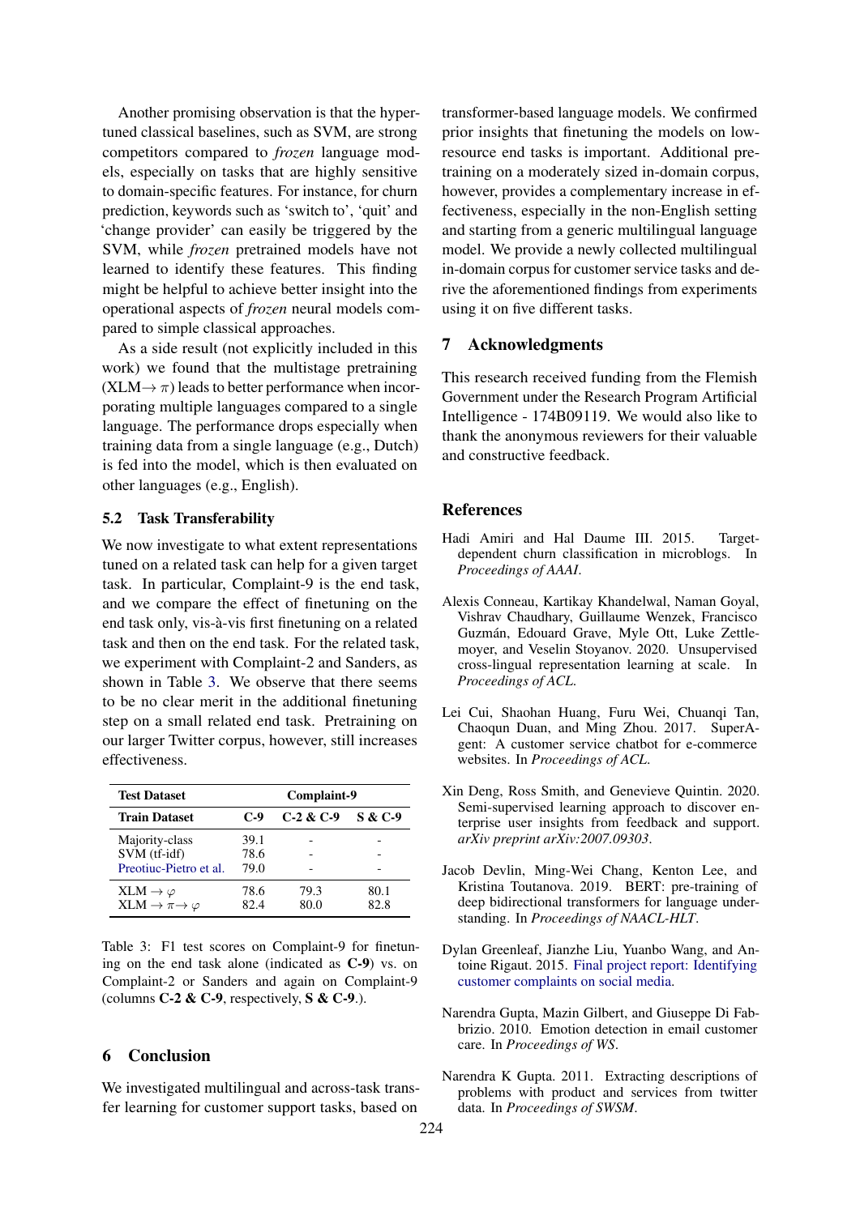Another promising observation is that the hypertuned classical baselines, such as SVM, are strong competitors compared to *frozen* language models, especially on tasks that are highly sensitive to domain-specific features. For instance, for churn prediction, keywords such as 'switch to', 'quit' and 'change provider' can easily be triggered by the SVM, while *frozen* pretrained models have not learned to identify these features. This finding might be helpful to achieve better insight into the operational aspects of *frozen* neural models compared to simple classical approaches.

As a side result (not explicitly included in this work) we found that the multistage pretraining (XLM$\rightarrow \pi$) leads to better performance when incorporating multiple languages compared to a single language. The performance drops especially when training data from a single language (e.g., Dutch) is fed into the model, which is then evaluated on other languages (e.g., English).

### 5.2 Task Transferability

We now investigate to what extent representations tuned on a related task can help for a given target task. In particular, Complaint-9 is the end task, and we compare the effect of finetuning on the end task only, vis-à-vis first finetuning on a related task and then on the end task. For the related task, we experiment with Complaint-2 and Sanders, as shown in Table 3. We observe that there seems to be no clear merit in the additional finetuning step on a small related end task. Pretraining on our larger Twitter corpus, however, still increases effectiveness.

| **Test Dataset** | **Complaint-9** | | |
|---|---|---|---|
| **Train Dataset** | **C-9** | **C-2 & C-9** | **S & C-9** |
| Majority-class | 39.1 | - | - |
| SVM (tf-idf) | 78.6 | - | - |
| Preotiuc-Pietro et al. | 79.0 | - | - |
| XLM $\rightarrow \varphi$ | 78.6 | 79.3 | 80.1 |
| XLM $\rightarrow \pi \rightarrow \varphi$ | 82.4 | 80.0 | 82.8 |

Table 3: F1 test scores on Complaint-9 for finetuning on the end task alone (indicated as **C-9**) vs. on Complaint-2 or Sanders and again on Complaint-9 (columns **C-2 & C-9**, respectively, **S & C-9**.).

## 6 Conclusion

We investigated multilingual and across-task transfer learning for customer support tasks, based on transformer-based language models. We confirmed prior insights that finetuning the models on low-resource end tasks is important. Additional pretraining on a moderately sized in-domain corpus, however, provides a complementary increase in effectiveness, especially in the non-English setting and starting from a generic multilingual language model. We provide a newly collected multilingual in-domain corpus for customer service tasks and derive the aforementioned findings from experiments using it on five different tasks.

## 7 Acknowledgments

This research received funding from the Flemish Government under the Research Program Artificial Intelligence - 174B09119. We would also like to thank the anonymous reviewers for their valuable and constructive feedback.

## References

Hadi Amiri and Hal Daume III. 2015. Target-dependent churn classification in microblogs. In *Proceedings of AAAI*.

Alexis Conneau, Kartikay Khandelwal, Naman Goyal, Vishrav Chaudhary, Guillaume Wenzek, Francisco Guzmán, Edouard Grave, Myle Ott, Luke Zettlemoyer, and Veselin Stoyanov. 2020. Unsupervised cross-lingual representation learning at scale. In *Proceedings of ACL*.

Lei Cui, Shaohan Huang, Furu Wei, Chuanqi Tan, Chaoqun Duan, and Ming Zhou. 2017. SuperAgent: A customer service chatbot for e-commerce websites. In *Proceedings of ACL*.

Xin Deng, Ross Smith, and Genevieve Quintin. 2020. Semi-supervised learning approach to discover enterprise user insights from feedback and support. *arXiv preprint arXiv:2007.09303*.

Jacob Devlin, Ming-Wei Chang, Kenton Lee, and Kristina Toutanova. 2019. BERT: pre-training of deep bidirectional transformers for language understanding. In *Proceedings of NAACL-HLT*.

Dylan Greenleaf, Jianzhe Liu, Yuanbo Wang, and Antoine Rigaut. 2015. Final project report: Identifying customer complaints on social media.

Narendra Gupta, Mazin Gilbert, and Giuseppe Di Fabbrizio. 2010. Emotion detection in email customer care. In *Proceedings of WS*.

Narendra K Gupta. 2011. Extracting descriptions of problems with product and services from twitter data. In *Proceedings of SWSM*.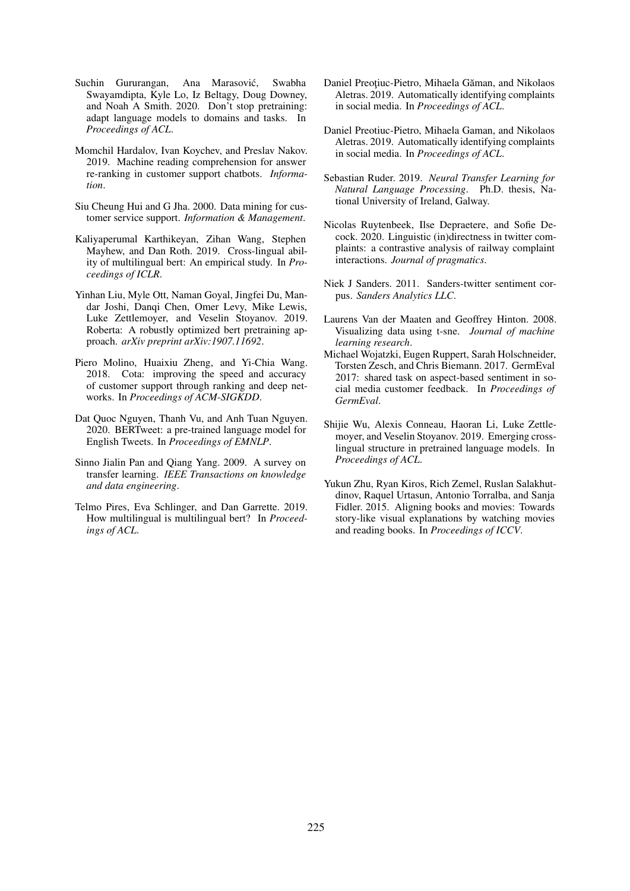Suchin Gururangan, Ana Marasović, Swabha Swayamdipta, Kyle Lo, Iz Beltagy, Doug Downey, and Noah A Smith. 2020. Don't stop pretraining: adapt language models to domains and tasks. In *Proceedings of ACL*.

Momchil Hardalov, Ivan Koychev, and Preslav Nakov. 2019. Machine reading comprehension for answer re-ranking in customer support chatbots. *Information*.

Siu Cheung Hui and G Jha. 2000. Data mining for customer service support. *Information & Management*.

Kaliyaperumal Karthikeyan, Zihan Wang, Stephen Mayhew, and Dan Roth. 2019. Cross-lingual ability of multilingual bert: An empirical study. In *Proceedings of ICLR*.

Yinhan Liu, Myle Ott, Naman Goyal, Jingfei Du, Mandar Joshi, Danqi Chen, Omer Levy, Mike Lewis, Luke Zettlemoyer, and Veselin Stoyanov. 2019. Roberta: A robustly optimized bert pretraining approach. *arXiv preprint arXiv:1907.11692*.

Piero Molino, Huaixiu Zheng, and Yi-Chia Wang. 2018. Cota: improving the speed and accuracy of customer support through ranking and deep networks. In *Proceedings of ACM-SIGKDD*.

Dat Quoc Nguyen, Thanh Vu, and Anh Tuan Nguyen. 2020. BERTweet: a pre-trained language model for English Tweets. In *Proceedings of EMNLP*.

Sinno Jialin Pan and Qiang Yang. 2009. A survey on transfer learning. *IEEE Transactions on knowledge and data engineering*.

Telmo Pires, Eva Schlinger, and Dan Garrette. 2019. How multilingual is multilingual bert? In *Proceedings of ACL*.

Daniel Preoţiuc-Pietro, Mihaela Găman, and Nikolaos Aletras. 2019. Automatically identifying complaints in social media. In *Proceedings of ACL*.

Daniel Preotiuc-Pietro, Mihaela Gaman, and Nikolaos Aletras. 2019. Automatically identifying complaints in social media. In *Proceedings of ACL*.

Sebastian Ruder. 2019. *Neural Transfer Learning for Natural Language Processing*. Ph.D. thesis, National University of Ireland, Galway.

Nicolas Ruytenbeek, Ilse Depraetere, and Sofie Decock. 2020. Linguistic (in)directness in twitter complaints: a contrastive analysis of railway complaint interactions. *Journal of pragmatics*.

Niek J Sanders. 2011. Sanders-twitter sentiment corpus. *Sanders Analytics LLC*.

Laurens Van der Maaten and Geoffrey Hinton. 2008. Visualizing data using t-sne. *Journal of machine learning research*.

Michael Wojatzki, Eugen Ruppert, Sarah Holschneider, Torsten Zesch, and Chris Biemann. 2017. GermEval 2017: shared task on aspect-based sentiment in social media customer feedback. In *Proceedings of GermEval*.

Shijie Wu, Alexis Conneau, Haoran Li, Luke Zettlemoyer, and Veselin Stoyanov. 2019. Emerging cross-lingual structure in pretrained language models. In *Proceedings of ACL*.

Yukun Zhu, Ryan Kiros, Rich Zemel, Ruslan Salakhutdinov, Raquel Urtasun, Antonio Torralba, and Sanja Fidler. 2015. Aligning books and movies: Towards story-like visual explanations by watching movies and reading books. In *Proceedings of ICCV*.